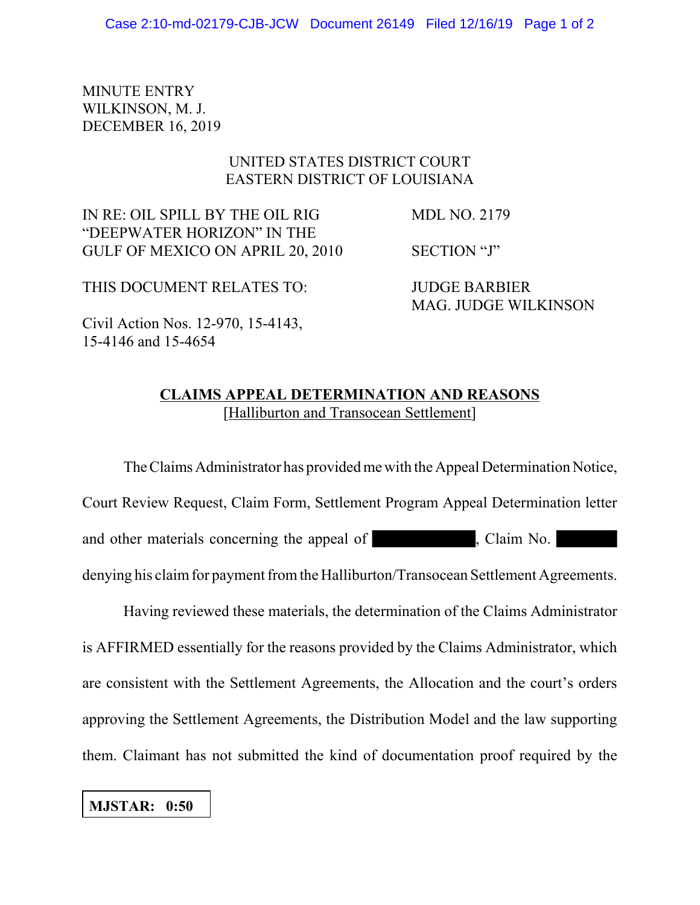MINUTE ENTRY
WILKINSON, M. J.
DECEMBER 16, 2019

UNITED STATES DISTRICT COURT
EASTERN DISTRICT OF LOUISIANA

| | |
|---|---|
| IN RE: OIL SPILL BY THE OIL RIG "DEEPWATER HORIZON" IN THE GULF OF MEXICO ON APRIL 20, 2010 | MDL NO. 2179 |
| | SECTION "J" |
| THIS DOCUMENT RELATES TO: | JUDGE BARBIER<br>MAG. JUDGE WILKINSON |
| Civil Action Nos. 12-970, 15-4143, 15-4146 and 15-4654 | |

## CLAIMS APPEAL DETERMINATION AND REASONS
[Halliburton and Transocean Settlement]

The Claims Administrator has provided me with the Appeal Determination Notice, Court Review Request, Claim Form, Settlement Program Appeal Determination letter and other materials concerning the appeal of ██████████, Claim No. ██████ denying his claim for payment from the Halliburton/Transocean Settlement Agreements.

Having reviewed these materials, the determination of the Claims Administrator is AFFIRMED essentially for the reasons provided by the Claims Administrator, which are consistent with the Settlement Agreements, the Allocation and the court's orders approving the Settlement Agreements, the Distribution Model and the law supporting them. Claimant has not submitted the kind of documentation proof required by the

**MJSTAR: 0:50**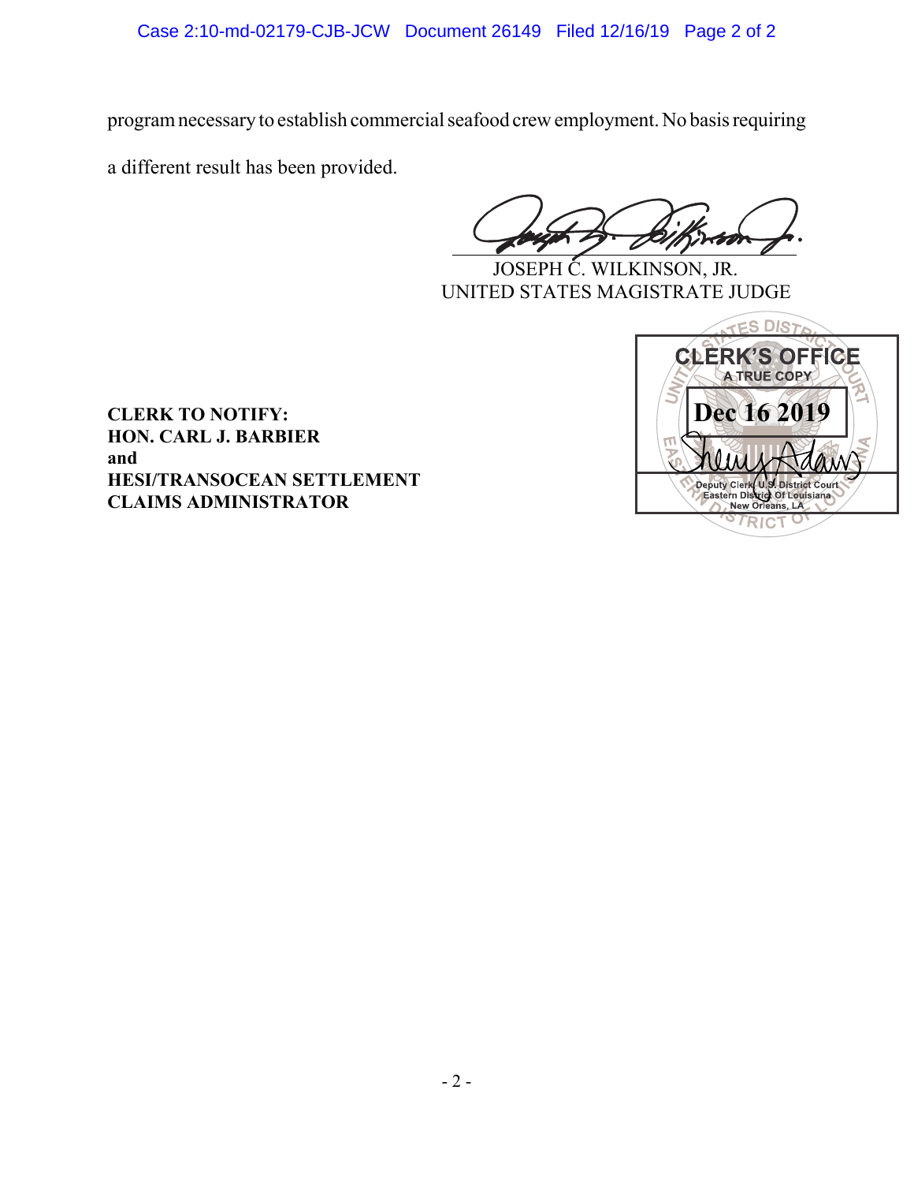program necessary to establish commercial seafood crew employment. No basis requiring a different result has been provided.

JOSEPH C. WILKINSON, JR.
UNITED STATES MAGISTRATE JUDGE

**CLERK TO NOTIFY:**
**HON. CARL J. BARBIER**
**and**
**HESI/TRANSOCEAN SETTLEMENT CLAIMS ADMINISTRATOR**

CLERK'S OFFICE
A TRUE COPY
Dec 16 2019
Deputy Clerk, U.S. District Court
Eastern District Of Louisiana
New Orleans, LA